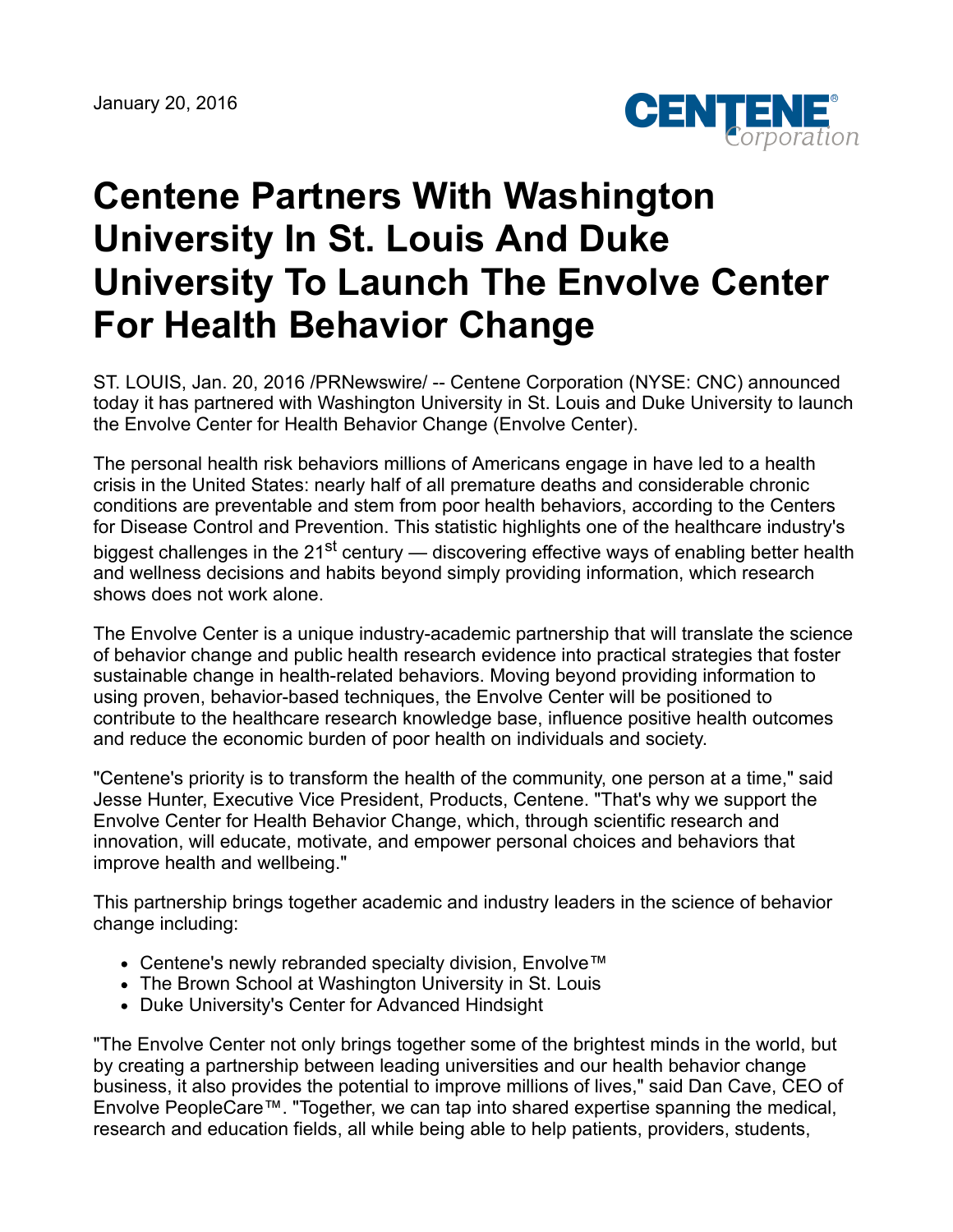January 20, 2016

# Centene Partners With Washington University In St. Louis And Duke University To Launch The Envolve Center For Health Behavior Change

ST. LOUIS, Jan. 20, 2016 /PRNewswire/ -- Centene Corporation (NYSE: CNC) announced today it has partnered with Washington University in St. Louis and Duke University to launch the Envolve Center for Health Behavior Change (Envolve Center).

The personal health risk behaviors millions of Americans engage in have led to a health crisis in the United States: nearly half of all premature deaths and considerable chronic conditions are preventable and stem from poor health behaviors, according to the Centers for Disease Control and Prevention. This statistic highlights one of the healthcare industry's biggest challenges in the 21st century — discovering effective ways of enabling better health and wellness decisions and habits beyond simply providing information, which research shows does not work alone.

The Envolve Center is a unique industry-academic partnership that will translate the science of behavior change and public health research evidence into practical strategies that foster sustainable change in health-related behaviors. Moving beyond providing information to using proven, behavior-based techniques, the Envolve Center will be positioned to contribute to the healthcare research knowledge base, influence positive health outcomes and reduce the economic burden of poor health on individuals and society.

"Centene's priority is to transform the health of the community, one person at a time," said Jesse Hunter, Executive Vice President, Products, Centene. "That's why we support the Envolve Center for Health Behavior Change, which, through scientific research and innovation, will educate, motivate, and empower personal choices and behaviors that improve health and wellbeing."

This partnership brings together academic and industry leaders in the science of behavior change including:

- Centene's newly rebranded specialty division, Envolve™
- The Brown School at Washington University in St. Louis
- Duke University's Center for Advanced Hindsight

"The Envolve Center not only brings together some of the brightest minds in the world, but by creating a partnership between leading universities and our health behavior change business, it also provides the potential to improve millions of lives," said Dan Cave, CEO of Envolve PeopleCare™. "Together, we can tap into shared expertise spanning the medical, research and education fields, all while being able to help patients, providers, students,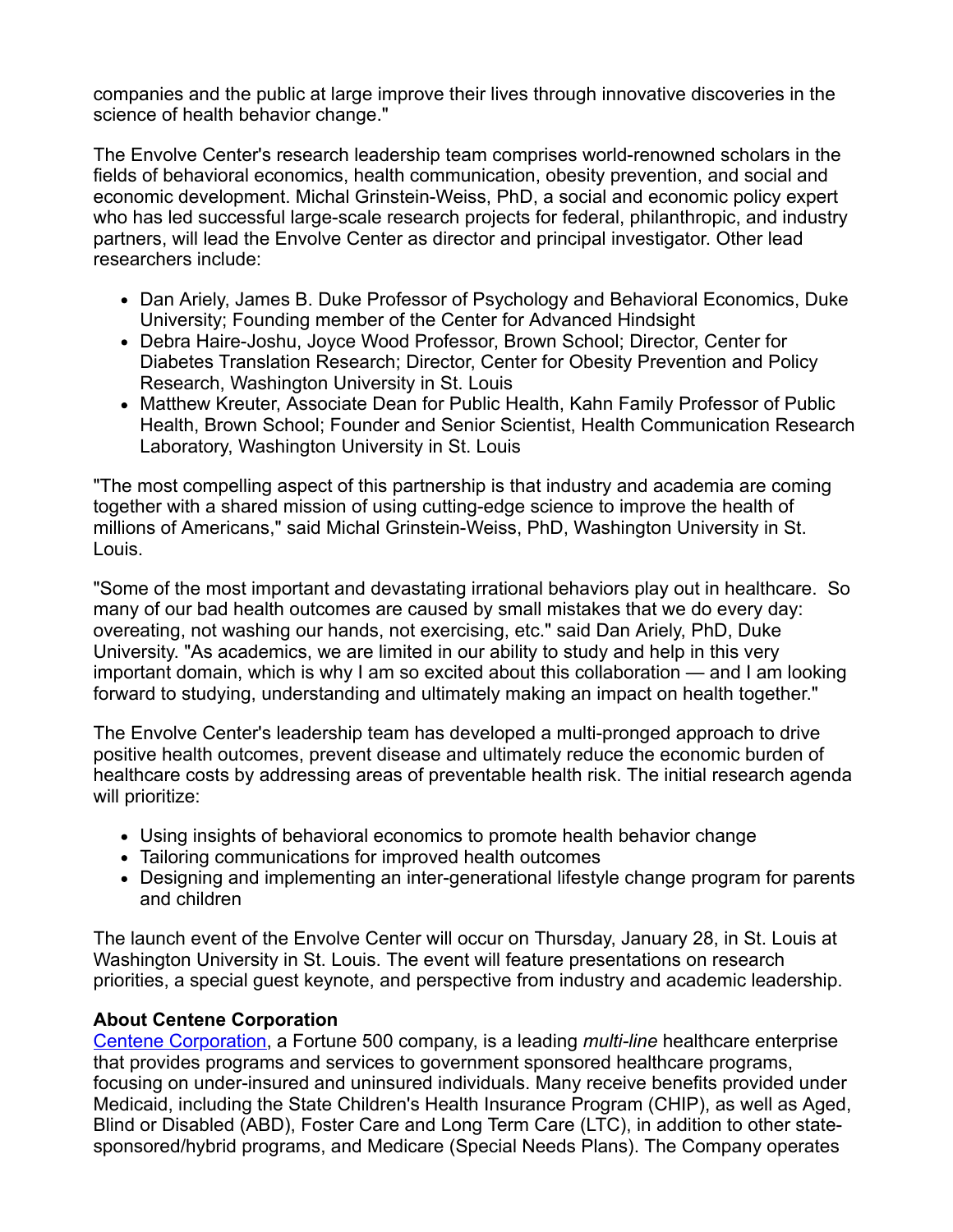companies and the public at large improve their lives through innovative discoveries in the science of health behavior change."

The Envolve Center's research leadership team comprises world-renowned scholars in the fields of behavioral economics, health communication, obesity prevention, and social and economic development. Michal Grinstein-Weiss, PhD, a social and economic policy expert who has led successful large-scale research projects for federal, philanthropic, and industry partners, will lead the Envolve Center as director and principal investigator. Other lead researchers include:

- Dan Ariely, James B. Duke Professor of Psychology and Behavioral Economics, Duke University; Founding member of the Center for Advanced Hindsight
- Debra Haire-Joshu, Joyce Wood Professor, Brown School; Director, Center for Diabetes Translation Research; Director, Center for Obesity Prevention and Policy Research, Washington University in St. Louis
- Matthew Kreuter, Associate Dean for Public Health, Kahn Family Professor of Public Health, Brown School; Founder and Senior Scientist, Health Communication Research Laboratory, Washington University in St. Louis

"The most compelling aspect of this partnership is that industry and academia are coming together with a shared mission of using cutting-edge science to improve the health of millions of Americans," said Michal Grinstein-Weiss, PhD, Washington University in St. Louis.

"Some of the most important and devastating irrational behaviors play out in healthcare. So many of our bad health outcomes are caused by small mistakes that we do every day: overeating, not washing our hands, not exercising, etc." said Dan Ariely, PhD, Duke University. "As academics, we are limited in our ability to study and help in this very important domain, which is why I am so excited about this collaboration — and I am looking forward to studying, understanding and ultimately making an impact on health together."

The Envolve Center's leadership team has developed a multi-pronged approach to drive positive health outcomes, prevent disease and ultimately reduce the economic burden of healthcare costs by addressing areas of preventable health risk. The initial research agenda will prioritize:

- Using insights of behavioral economics to promote health behavior change
- Tailoring communications for improved health outcomes
- Designing and implementing an inter-generational lifestyle change program for parents and children

The launch event of the Envolve Center will occur on Thursday, January 28, in St. Louis at Washington University in St. Louis. The event will feature presentations on research priorities, a special guest keynote, and perspective from industry and academic leadership.

**About Centene Corporation**

Centene Corporation, a Fortune 500 company, is a leading *multi-line* healthcare enterprise that provides programs and services to government sponsored healthcare programs, focusing on under-insured and uninsured individuals. Many receive benefits provided under Medicaid, including the State Children's Health Insurance Program (CHIP), as well as Aged, Blind or Disabled (ABD), Foster Care and Long Term Care (LTC), in addition to other state-sponsored/hybrid programs, and Medicare (Special Needs Plans). The Company operates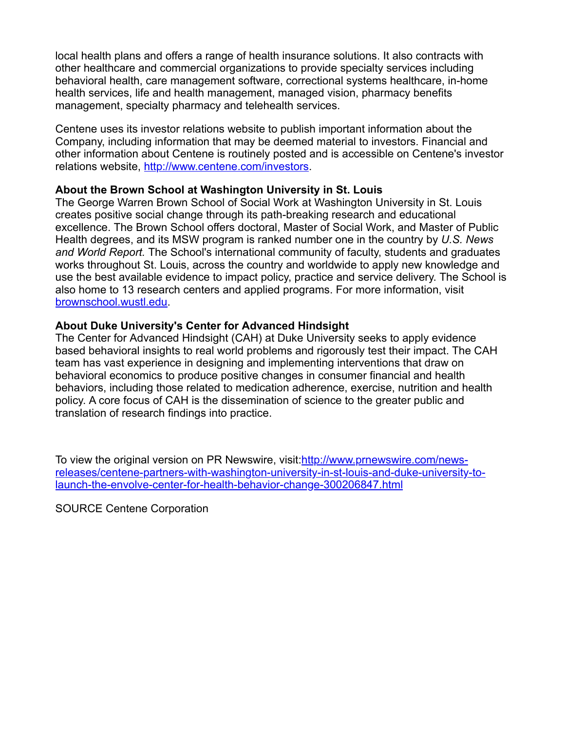local health plans and offers a range of health insurance solutions. It also contracts with other healthcare and commercial organizations to provide specialty services including behavioral health, care management software, correctional systems healthcare, in-home health services, life and health management, managed vision, pharmacy benefits management, specialty pharmacy and telehealth services.

Centene uses its investor relations website to publish important information about the Company, including information that may be deemed material to investors. Financial and other information about Centene is routinely posted and is accessible on Centene's investor relations website, [http://www.centene.com/investors](http://www.centene.com/investors).

**About the Brown School at Washington University in St. Louis**
The George Warren Brown School of Social Work at Washington University in St. Louis creates positive social change through its path-breaking research and educational excellence. The Brown School offers doctoral, Master of Social Work, and Master of Public Health degrees, and its MSW program is ranked number one in the country by *U.S. News and World Report.* The School's international community of faculty, students and graduates works throughout St. Louis, across the country and worldwide to apply new knowledge and use the best available evidence to impact policy, practice and service delivery. The School is also home to 13 research centers and applied programs. For more information, visit [brownschool.wustl.edu](brownschool.wustl.edu).

**About Duke University's Center for Advanced Hindsight**
The Center for Advanced Hindsight (CAH) at Duke University seeks to apply evidence based behavioral insights to real world problems and rigorously test their impact. The CAH team has vast experience in designing and implementing interventions that draw on behavioral economics to produce positive changes in consumer financial and health behaviors, including those related to medication adherence, exercise, nutrition and health policy. A core focus of CAH is the dissemination of science to the greater public and translation of research findings into practice.

To view the original version on PR Newswire, visit:[http://www.prnewswire.com/news-releases/centene-partners-with-washington-university-in-st-louis-and-duke-university-to-launch-the-envolve-center-for-health-behavior-change-300206847.html](http://www.prnewswire.com/news-releases/centene-partners-with-washington-university-in-st-louis-and-duke-university-to-launch-the-envolve-center-for-health-behavior-change-300206847.html)

SOURCE Centene Corporation